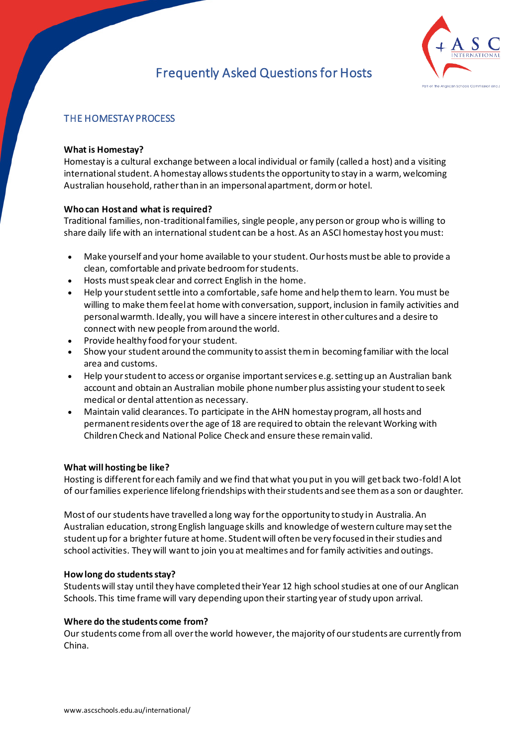# Frequently Asked Questions for Hosts

## THE HOMESTAY PROCESS

**What is Homestay?**

Homestay is a cultural exchange between a local individual or family (called a host) and a visiting international student. A homestay allows students the opportunity to stay in a warm, welcoming Australian household, rather than in an impersonal apartment, dorm or hotel.

**Who can Host and what is required?**

Traditional families, non-traditional families, single people, any person or group who is willing to share daily life with an international student can be a host. As an ASCI homestay host you must:

- Make yourself and your home available to your student. Our hosts must be able to provide a clean, comfortable and private bedroom for students.
- Hosts must speak clear and correct English in the home.
- Help your student settle into a comfortable, safe home and help them to learn. You must be willing to make them feel at home with conversation, support, inclusion in family activities and personal warmth. Ideally, you will have a sincere interest in other cultures and a desire to connect with new people from around the world.
- Provide healthy food for your student.
- Show your student around the community to assist them in becoming familiar with the local area and customs.
- Help your student to access or organise important services e.g. setting up an Australian bank account and obtain an Australian mobile phone number plus assisting your student to seek medical or dental attention as necessary.
- Maintain valid clearances. To participate in the AHN homestay program, all hosts and permanent residents over the age of 18 are required to obtain the relevant Working with Children Check and National Police Check and ensure these remain valid.

**What will hosting be like?**

Hosting is different for each family and we find that what you put in you will get back two-fold! A lot of our families experience lifelong friendships with their students and see them as a son or daughter.

Most of our students have travelled a long way for the opportunity to study in Australia. An Australian education, strong English language skills and knowledge of western culture may set the student up for a brighter future at home. Student will often be very focused in their studies and school activities. They will want to join you at mealtimes and for family activities and outings.

**How long do students stay?**

Students will stay until they have completed their Year 12 high school studies at one of our Anglican Schools. This time frame will vary depending upon their starting year of study upon arrival.

**Where do the students come from?**

Our students come from all over the world however, the majority of our students are currently from China.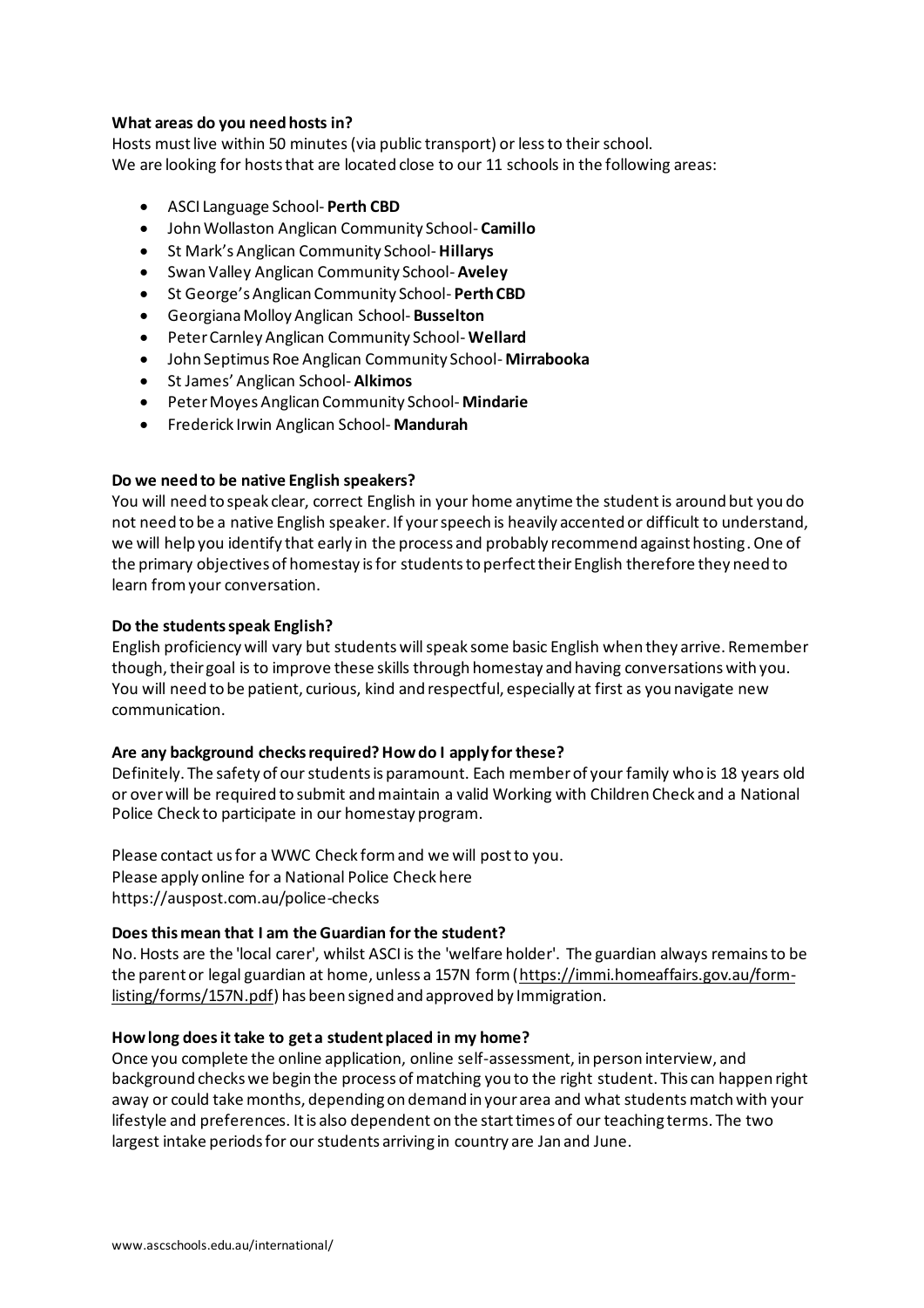**What areas do you need hosts in?**

Hosts must live within 50 minutes (via public transport) or less to their school.
We are looking for hosts that are located close to our 11 schools in the following areas:

- ASCI Language School- **Perth CBD**
- John Wollaston Anglican Community School- **Camillo**
- St Mark's Anglican Community School- **Hillarys**
- Swan Valley Anglican Community School- **Aveley**
- St George's Anglican Community School- **Perth CBD**
- Georgiana Molloy Anglican School- **Busselton**
- Peter Carnley Anglican Community School- **Wellard**
- John Septimus Roe Anglican Community School- **Mirrabooka**
- St James' Anglican School- **Alkimos**
- Peter Moyes Anglican Community School- **Mindarie**
- Frederick Irwin Anglican School- **Mandurah**

**Do we need to be native English speakers?**

You will need to speak clear, correct English in your home anytime the student is around but you do not need to be a native English speaker. If your speech is heavily accented or difficult to understand, we will help you identify that early in the process and probably recommend against hosting. One of the primary objectives of homestay is for students to perfect their English therefore they need to learn from your conversation.

**Do the students speak English?**

English proficiency will vary but students will speak some basic English when they arrive. Remember though, their goal is to improve these skills through homestay and having conversations with you. You will need to be patient, curious, kind and respectful, especially at first as you navigate new communication.

**Are any background checks required? How do I apply for these?**

Definitely. The safety of our students is paramount. Each member of your family who is 18 years old or over will be required to submit and maintain a valid Working with Children Check and a National Police Check to participate in our homestay program.

Please contact us for a WWC Check form and we will post to you.
Please apply online for a National Police Check here
https://auspost.com.au/police-checks

**Does this mean that I am the Guardian for the student?**

No. Hosts are the 'local carer', whilst ASCI is the 'welfare holder'. The guardian always remains to be the parent or legal guardian at home, unless a 157N form (https://immi.homeaffairs.gov.au/form-listing/forms/157N.pdf) has been signed and approved by Immigration.

**How long does it take to get a student placed in my home?**

Once you complete the online application, online self-assessment, in person interview, and background checks we begin the process of matching you to the right student. This can happen right away or could take months, depending on demand in your area and what students match with your lifestyle and preferences. It is also dependent on the start times of our teaching terms. The two largest intake periods for our students arriving in country are Jan and June.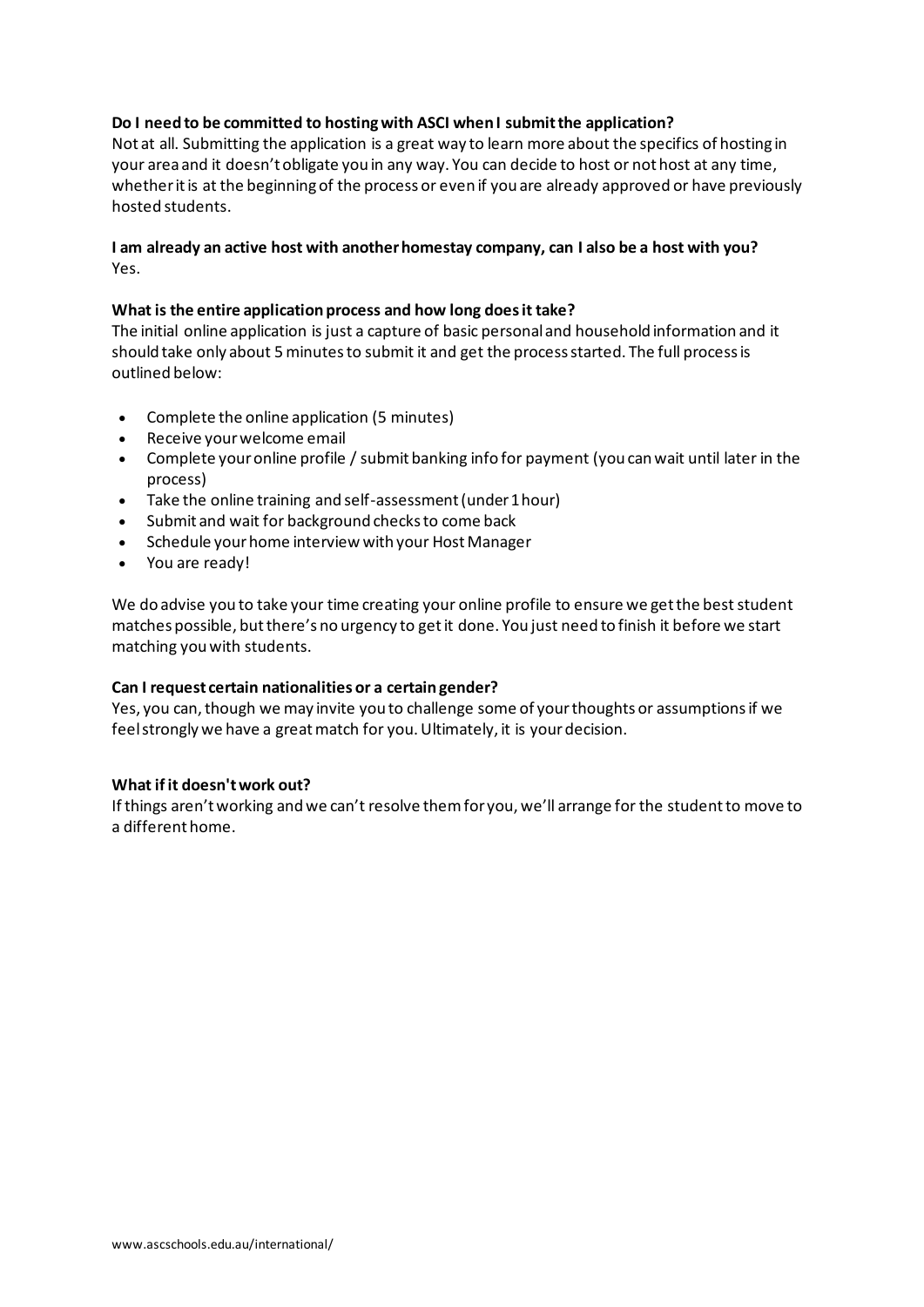**Do I need to be committed to hosting with ASCI when I submit the application?**

Not at all. Submitting the application is a great way to learn more about the specifics of hosting in your area and it doesn't obligate you in any way. You can decide to host or not host at any time, whether it is at the beginning of the process or even if you are already approved or have previously hosted students.

**I am already an active host with another homestay company, can I also be a host with you?**

Yes.

**What is the entire application process and how long does it take?**

The initial online application is just a capture of basic personal and household information and it should take only about 5 minutes to submit it and get the process started. The full process is outlined below:

- Complete the online application (5 minutes)
- Receive your welcome email
- Complete your online profile / submit banking info for payment (you can wait until later in the process)
- Take the online training and self-assessment (under 1 hour)
- Submit and wait for background checks to come back
- Schedule your home interview with your Host Manager
- You are ready!

We do advise you to take your time creating your online profile to ensure we get the best student matches possible, but there's no urgency to get it done. You just need to finish it before we start matching you with students.

**Can I request certain nationalities or a certain gender?**

Yes, you can, though we may invite you to challenge some of your thoughts or assumptions if we feel strongly we have a great match for you. Ultimately, it is your decision.

**What if it doesn't work out?**

If things aren't working and we can't resolve them for you, we'll arrange for the student to move to a different home.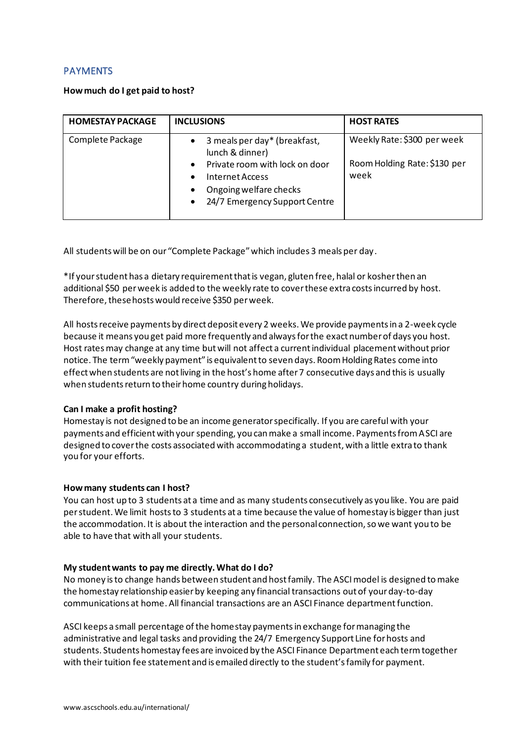## PAYMENTS

**How much do I get paid to host?**

| HOMESTAY PACKAGE | INCLUSIONS | HOST RATES |
|---|---|---|
| Complete Package | • 3 meals per day* (breakfast, lunch & dinner)<br>• Private room with lock on door<br>• Internet Access<br>• Ongoing welfare checks<br>• 24/7 Emergency Support Centre | Weekly Rate: $300 per week<br><br>Room Holding Rate: $130 per week |

All students will be on our "Complete Package" which includes 3 meals per day.

*If your student has a dietary requirement that is vegan, gluten free, halal or kosher then an additional $50 per week is added to the weekly rate to cover these extra costs incurred by host. Therefore, these hosts would receive $350 per week.

All hosts receive payments by direct deposit every 2 weeks. We provide payments in a 2-week cycle because it means you get paid more frequently and always for the exact number of days you host. Host rates may change at any time but will not affect a current individual placement without prior notice. The term "weekly payment" is equivalent to seven days. Room Holding Rates come into effect when students are not living in the host's home after 7 consecutive days and this is usually when students return to their home country during holidays.

**Can I make a profit hosting?**

Homestay is not designed to be an income generator specifically. If you are careful with your payments and efficient with your spending, you can make a small income. Payments from ASCI are designed to cover the costs associated with accommodating a student, with a little extra to thank you for your efforts.

**How many students can I host?**

You can host up to 3 students at a time and as many students consecutively as you like. You are paid per student. We limit hosts to 3 students at a time because the value of homestay is bigger than just the accommodation. It is about the interaction and the personal connection, so we want you to be able to have that with all your students.

**My student wants to pay me directly. What do I do?**

No money is to change hands between student and host family. The ASCI model is designed to make the homestay relationship easier by keeping any financial transactions out of your day-to-day communications at home. All financial transactions are an ASCI Finance department function.

ASCI keeps a small percentage of the homestay payments in exchange for managing the administrative and legal tasks and providing the 24/7 Emergency Support Line for hosts and students. Students homestay fees are invoiced by the ASCI Finance Department each term together with their tuition fee statement and is emailed directly to the student's family for payment.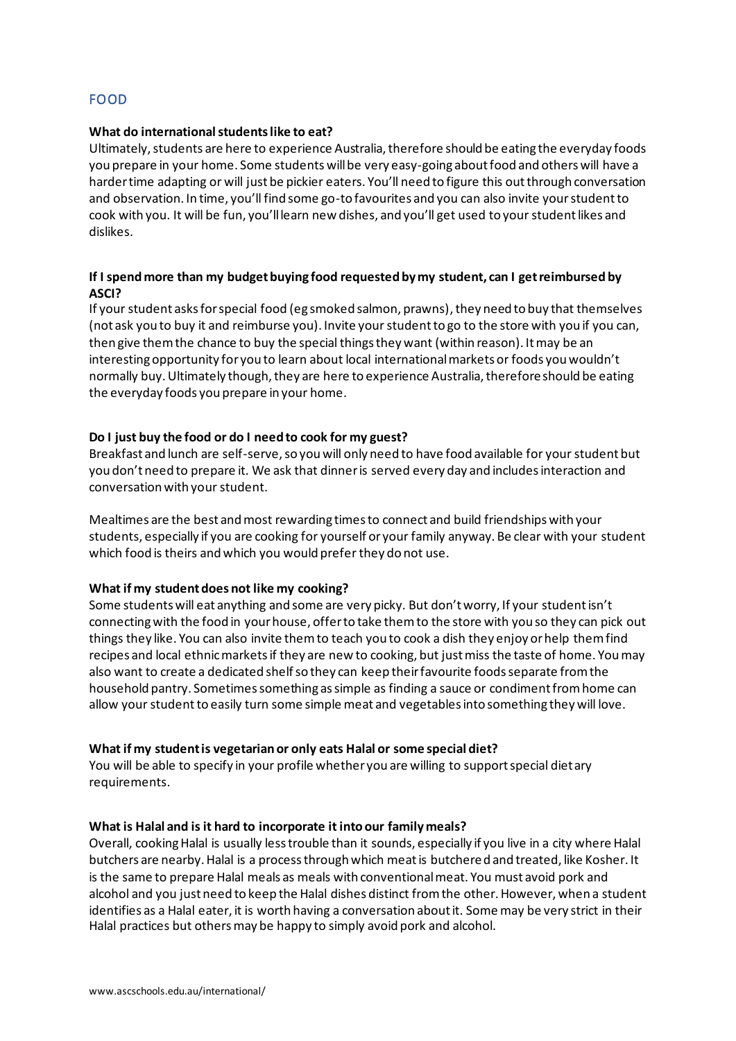## FOOD

**What do international students like to eat?**

Ultimately, students are here to experience Australia, therefore should be eating the everyday foods you prepare in your home. Some students will be very easy-going about food and others will have a harder time adapting or will just be pickier eaters. You'll need to figure this out through conversation and observation. In time, you'll find some go-to favourites and you can also invite your student to cook with you. It will be fun, you'll learn new dishes, and you'll get used to your student likes and dislikes.

**If I spend more than my budget buying food requested by my student, can I get reimbursed by ASCI?**

If your student asks for special food (eg smoked salmon, prawns), they need to buy that themselves (not ask you to buy it and reimburse you). Invite your student to go to the store with you if you can, then give them the chance to buy the special things they want (within reason). It may be an interesting opportunity for you to learn about local international markets or foods you wouldn't normally buy. Ultimately though, they are here to experience Australia, therefore should be eating the everyday foods you prepare in your home.

**Do I just buy the food or do I need to cook for my guest?**

Breakfast and lunch are self-serve, so you will only need to have food available for your student but you don't need to prepare it. We ask that dinner is served every day and includes interaction and conversation with your student.

Mealtimes are the best and most rewarding times to connect and build friendships with your students, especially if you are cooking for yourself or your family anyway. Be clear with your student which food is theirs and which you would prefer they do not use.

**What if my student does not like my cooking?**

Some students will eat anything and some are very picky. But don't worry, If your student isn't connecting with the food in your house, offer to take them to the store with you so they can pick out things they like. You can also invite them to teach you to cook a dish they enjoy or help them find recipes and local ethnic markets if they are new to cooking, but just miss the taste of home. You may also want to create a dedicated shelf so they can keep their favourite foods separate from the household pantry. Sometimes something as simple as finding a sauce or condiment from home can allow your student to easily turn some simple meat and vegetables into something they will love.

**What if my student is vegetarian or only eats Halal or some special diet?**

You will be able to specify in your profile whether you are willing to support special dietary requirements.

**What is Halal and is it hard to incorporate it into our family meals?**

Overall, cooking Halal is usually less trouble than it sounds, especially if you live in a city where Halal butchers are nearby. Halal is a process through which meat is butchered and treated, like Kosher. It is the same to prepare Halal meals as meals with conventional meat. You must avoid pork and alcohol and you just need to keep the Halal dishes distinct from the other. However, when a student identifies as a Halal eater, it is worth having a conversation about it. Some may be very strict in their Halal practices but others may be happy to simply avoid pork and alcohol.

www.ascschools.edu.au/international/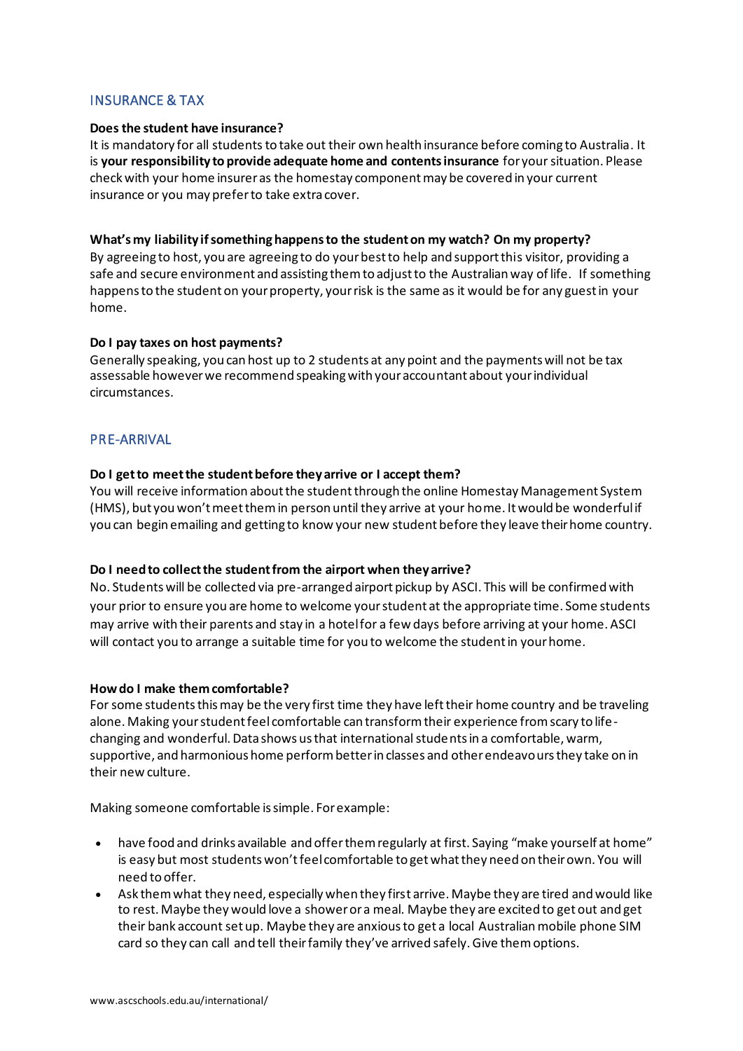## INSURANCE & TAX

**Does the student have insurance?**

It is mandatory for all students to take out their own health insurance before coming to Australia. It is **your responsibility to provide adequate home and contents insurance** for your situation. Please check with your home insurer as the homestay component may be covered in your current insurance or you may prefer to take extra cover.

**What's my liability if something happens to the student on my watch? On my property?**

By agreeing to host, you are agreeing to do your best to help and support this visitor, providing a safe and secure environment and assisting them to adjust to the Australian way of life. If something happens to the student on your property, your risk is the same as it would be for any guest in your home.

**Do I pay taxes on host payments?**

Generally speaking, you can host up to 2 students at any point and the payments will not be tax assessable however we recommend speaking with your accountant about your individual circumstances.

## PRE-ARRIVAL

**Do I get to meet the student before they arrive or I accept them?**

You will receive information about the student through the online Homestay Management System (HMS), but you won't meet them in person until they arrive at your home. It would be wonderful if you can begin emailing and getting to know your new student before they leave their home country.

**Do I need to collect the student from the airport when they arrive?**

No. Students will be collected via pre-arranged airport pickup by ASCI. This will be confirmed with your prior to ensure you are home to welcome your student at the appropriate time. Some students may arrive with their parents and stay in a hotel for a few days before arriving at your home. ASCI will contact you to arrange a suitable time for you to welcome the student in your home.

**How do I make them comfortable?**

For some students this may be the very first time they have left their home country and be traveling alone. Making your student feel comfortable can transform their experience from scary to life-changing and wonderful. Data shows us that international students in a comfortable, warm, supportive, and harmonious home perform better in classes and other endeavours they take on in their new culture.

Making someone comfortable is simple. For example:

- have food and drinks available and offer them regularly at first. Saying "make yourself at home" is easy but most students won't feel comfortable to get what they need on their own. You will need to offer.
- Ask them what they need, especially when they first arrive. Maybe they are tired and would like to rest. Maybe they would love a shower or a meal. Maybe they are excited to get out and get their bank account set up. Maybe they are anxious to get a local Australian mobile phone SIM card so they can call and tell their family they've arrived safely. Give them options.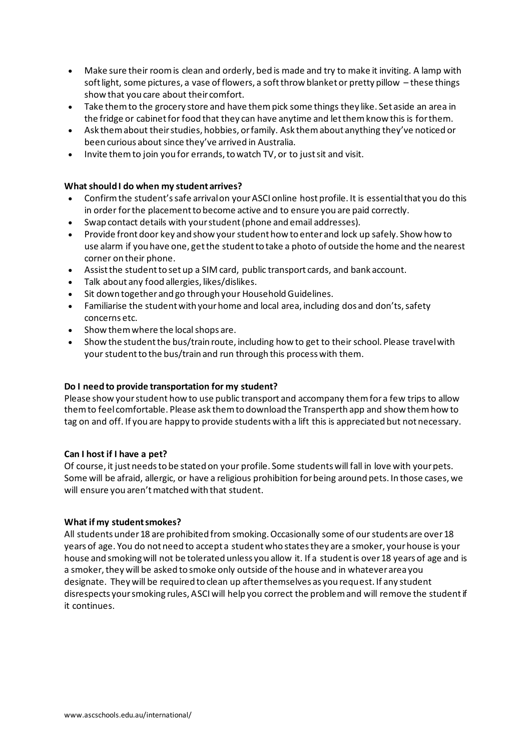- Make sure their room is clean and orderly, bed is made and try to make it inviting. A lamp with soft light, some pictures, a vase of flowers, a soft throw blanket or pretty pillow – these things show that you care about their comfort.
- Take them to the grocery store and have them pick some things they like. Set aside an area in the fridge or cabinet for food that they can have anytime and let them know this is for them.
- Ask them about their studies, hobbies, or family. Ask them about anything they've noticed or been curious about since they've arrived in Australia.
- Invite them to join you for errands, to watch TV, or to just sit and visit.

**What should I do when my student arrives?**

- Confirm the student's safe arrival on your ASCI online host profile. It is essential that you do this in order for the placement to become active and to ensure you are paid correctly.
- Swap contact details with your student (phone and email addresses).
- Provide front door key and show your student how to enter and lock up safely. Show how to use alarm if you have one, get the student to take a photo of outside the home and the nearest corner on their phone.
- Assist the student to set up a SIM card, public transport cards, and bank account.
- Talk about any food allergies, likes/dislikes.
- Sit down together and go through your Household Guidelines.
- Familiarise the student with your home and local area, including dos and don'ts, safety concerns etc.
- Show them where the local shops are.
- Show the student the bus/train route, including how to get to their school. Please travel with your student to the bus/train and run through this process with them.

**Do I need to provide transportation for my student?**

Please show your student how to use public transport and accompany them for a few trips to allow them to feel comfortable. Please ask them to download the Transperth app and show them how to tag on and off. If you are happy to provide students with a lift this is appreciated but not necessary.

**Can I host if I have a pet?**

Of course, it just needs to be stated on your profile. Some students will fall in love with your pets. Some will be afraid, allergic, or have a religious prohibition for being around pets. In those cases, we will ensure you aren't matched with that student.

**What if my student smokes?**

All students under 18 are prohibited from smoking. Occasionally some of our students are over 18 years of age. You do not need to accept a student who states they are a smoker, your house is your house and smoking will not be tolerated unless you allow it. If a student is over 18 years of age and is a smoker, they will be asked to smoke only outside of the house and in whatever area you designate. They will be required to clean up after themselves as you request. If any student disrespects your smoking rules, ASCI will help you correct the problem and will remove the student if it continues.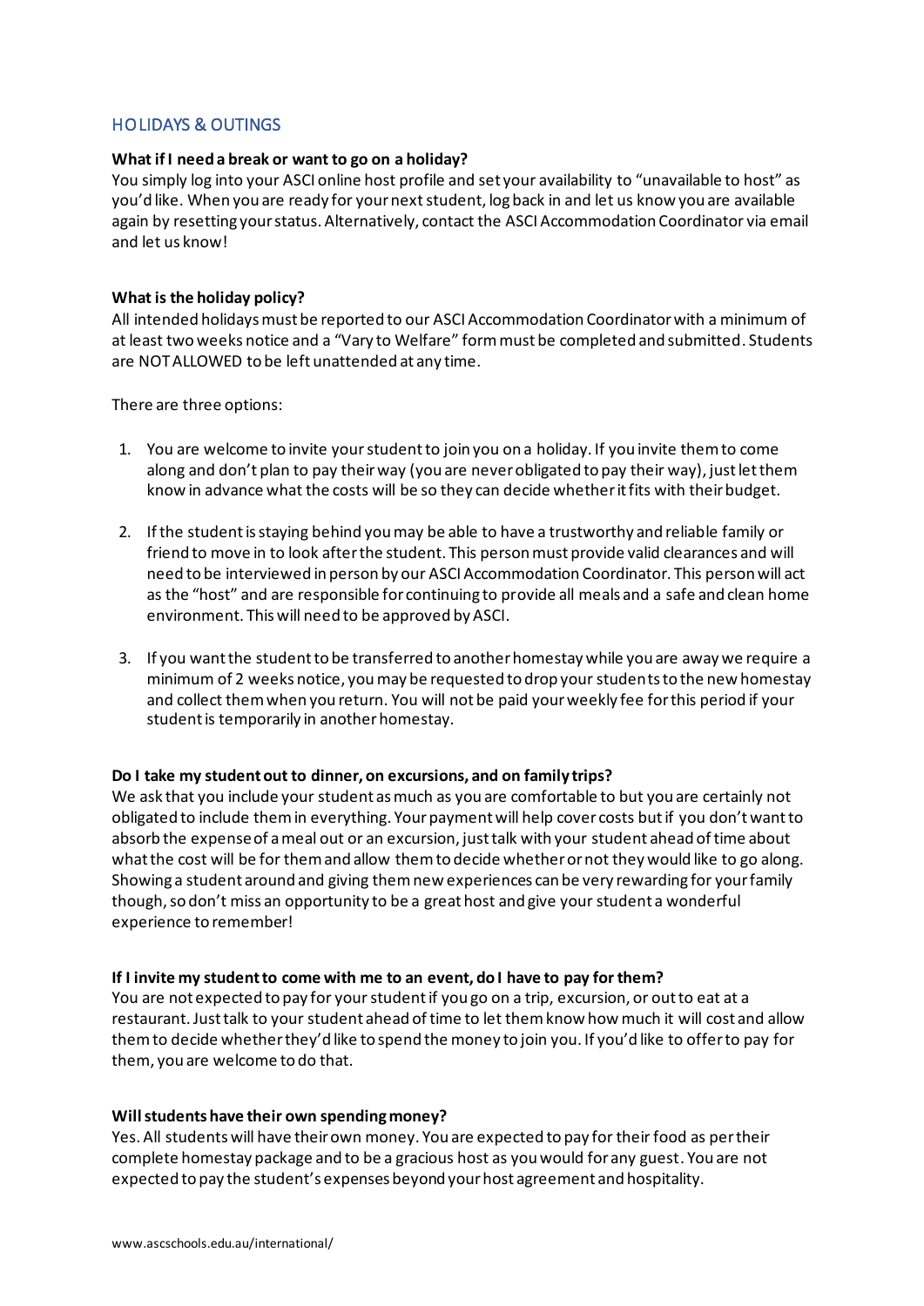## HOLIDAYS & OUTINGS

**What if I need a break or want to go on a holiday?**

You simply log into your ASCI online host profile and set your availability to "unavailable to host" as you'd like. When you are ready for your next student, log back in and let us know you are available again by resetting your status. Alternatively, contact the ASCI Accommodation Coordinator via email and let us know!

**What is the holiday policy?**

All intended holidays must be reported to our ASCI Accommodation Coordinator with a minimum of at least two weeks notice and a "Vary to Welfare" form must be completed and submitted. Students are NOT ALLOWED to be left unattended at any time.

There are three options:

1. You are welcome to invite your student to join you on a holiday. If you invite them to come along and don't plan to pay their way (you are never obligated to pay their way), just let them know in advance what the costs will be so they can decide whether it fits with their budget.
2. If the student is staying behind you may be able to have a trustworthy and reliable family or friend to move in to look after the student. This person must provide valid clearances and will need to be interviewed in person by our ASCI Accommodation Coordinator. This person will act as the "host" and are responsible for continuing to provide all meals and a safe and clean home environment. This will need to be approved by ASCI.
3. If you want the student to be transferred to another homestay while you are away we require a minimum of 2 weeks notice, you may be requested to drop your students to the new homestay and collect them when you return. You will not be paid your weekly fee for this period if your student is temporarily in another homestay.

**Do I take my student out to dinner, on excursions, and on family trips?**

We ask that you include your student as much as you are comfortable to but you are certainly not obligated to include them in everything. Your payment will help cover costs but if you don't want to absorb the expense of a meal out or an excursion, just talk with your student ahead of time about what the cost will be for them and allow them to decide whether or not they would like to go along. Showing a student around and giving them new experiences can be very rewarding for your family though, so don't miss an opportunity to be a great host and give your student a wonderful experience to remember!

**If I invite my student to come with me to an event, do I have to pay for them?**

You are not expected to pay for your student if you go on a trip, excursion, or out to eat at a restaurant. Just talk to your student ahead of time to let them know how much it will cost and allow them to decide whether they'd like to spend the money to join you. If you'd like to offer to pay for them, you are welcome to do that.

**Will students have their own spending money?**

Yes. All students will have their own money. You are expected to pay for their food as per their complete homestay package and to be a gracious host as you would for any guest. You are not expected to pay the student's expenses beyond your host agreement and hospitality.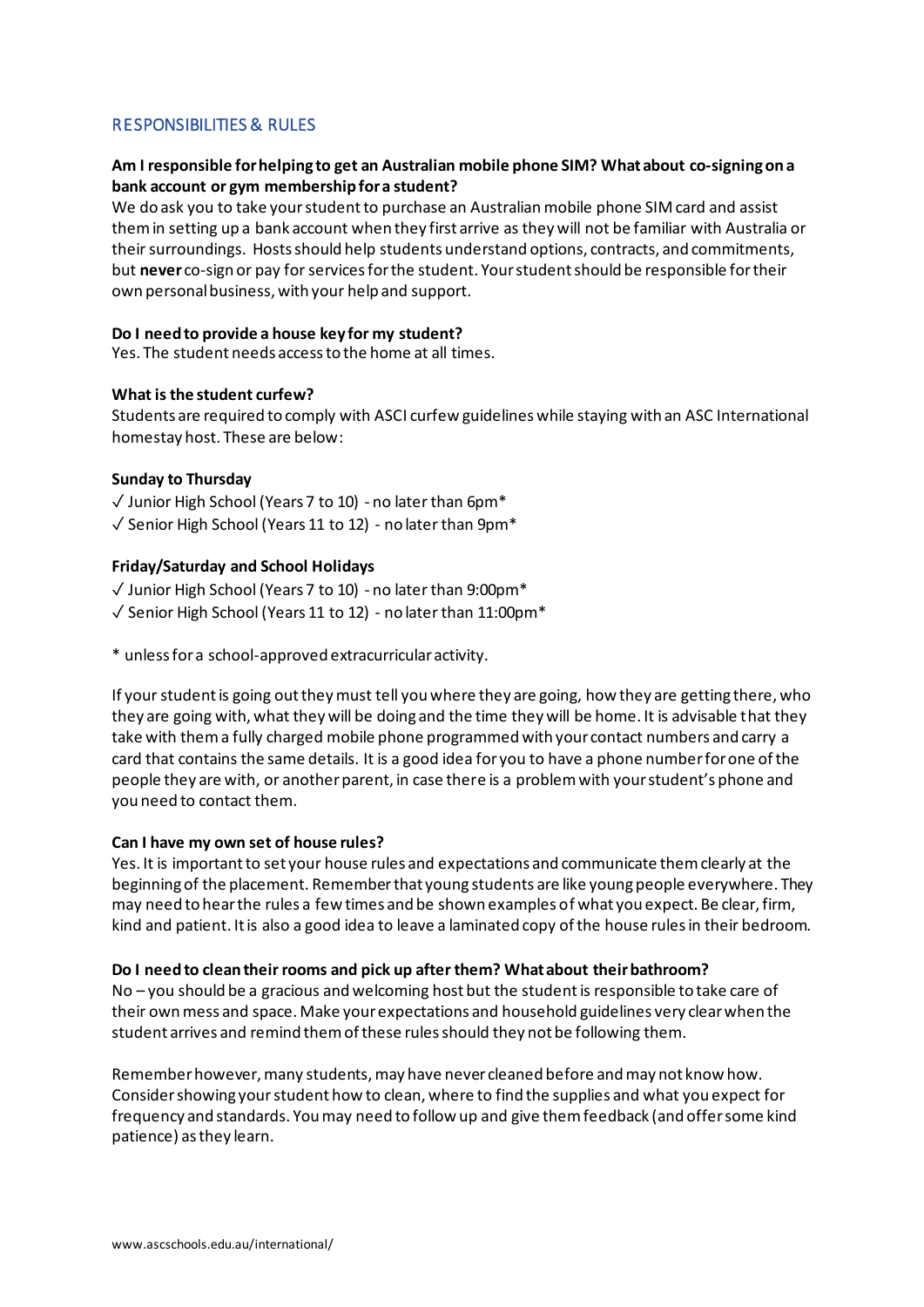## RESPONSIBILITIES & RULES

**Am I responsible for helping to get an Australian mobile phone SIM? What about co-signing on a bank account or gym membership for a student?**

We do ask you to take your student to purchase an Australian mobile phone SIM card and assist them in setting up a bank account when they first arrive as they will not be familiar with Australia or their surroundings. Hosts should help students understand options, contracts, and commitments, but **never** co-sign or pay for services for the student. Your student should be responsible for their own personal business, with your help and support.

**Do I need to provide a house key for my student?**

Yes. The student needs access to the home at all times.

**What is the student curfew?**

Students are required to comply with ASCI curfew guidelines while staying with an ASC International homestay host. These are below:

**Sunday to Thursday**

✓ Junior High School (Years 7 to 10) - no later than 6pm*
✓ Senior High School (Years 11 to 12) - no later than 9pm*

**Friday/Saturday and School Holidays**

✓ Junior High School (Years 7 to 10) - no later than 9:00pm*
✓ Senior High School (Years 11 to 12) - no later than 11:00pm*

* unless for a school-approved extracurricular activity.

If your student is going out they must tell you where they are going, how they are getting there, who they are going with, what they will be doing and the time they will be home. It is advisable that they take with them a fully charged mobile phone programmed with your contact numbers and carry a card that contains the same details. It is a good idea for you to have a phone number for one of the people they are with, or another parent, in case there is a problem with your student's phone and you need to contact them.

**Can I have my own set of house rules?**

Yes. It is important to set your house rules and expectations and communicate them clearly at the beginning of the placement. Remember that young students are like young people everywhere. They may need to hear the rules a few times and be shown examples of what you expect. Be clear, firm, kind and patient. It is also a good idea to leave a laminated copy of the house rules in their bedroom.

**Do I need to clean their rooms and pick up after them? What about their bathroom?**

No – you should be a gracious and welcoming host but the student is responsible to take care of their own mess and space. Make your expectations and household guidelines very clear when the student arrives and remind them of these rules should they not be following them.

Remember however, many students, may have never cleaned before and may not know how. Consider showing your student how to clean, where to find the supplies and what you expect for frequency and standards. You may need to follow up and give them feedback (and offer some kind patience) as they learn.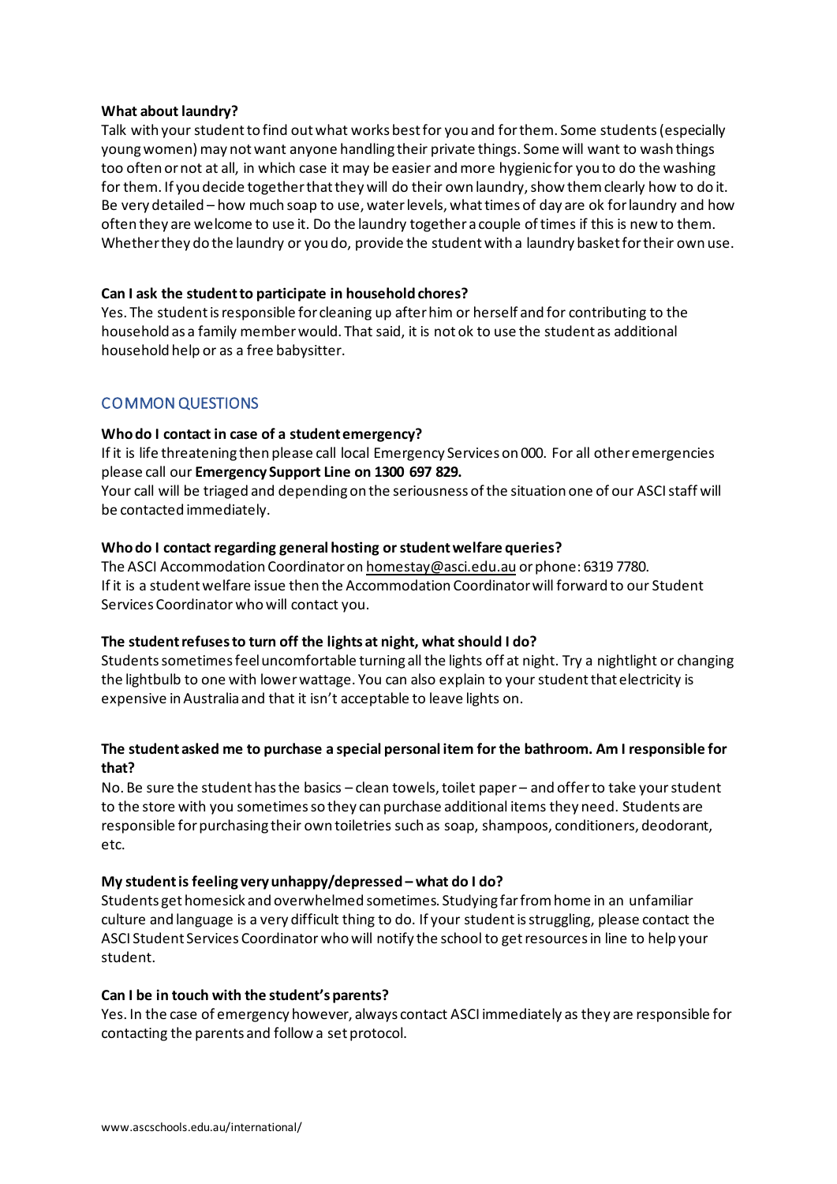**What about laundry?**

Talk with your student to find out what works best for you and for them. Some students (especially young women) may not want anyone handling their private things. Some will want to wash things too often or not at all, in which case it may be easier and more hygienic for you to do the washing for them. If you decide together that they will do their own laundry, show them clearly how to do it. Be very detailed – how much soap to use, water levels, what times of day are ok for laundry and how often they are welcome to use it. Do the laundry together a couple of times if this is new to them. Whether they do the laundry or you do, provide the student with a laundry basket for their own use.

**Can I ask the student to participate in household chores?**

Yes. The student is responsible for cleaning up after him or herself and for contributing to the household as a family member would. That said, it is not ok to use the student as additional household help or as a free babysitter.

## COMMON QUESTIONS

**Who do I contact in case of a student emergency?**

If it is life threatening then please call local Emergency Services on 000. For all other emergencies please call our **Emergency Support Line on 1300 697 829.**

Your call will be triaged and depending on the seriousness of the situation one of our ASCI staff will be contacted immediately.

**Who do I contact regarding general hosting or student welfare queries?**

The ASCI Accommodation Coordinator on homestay@asci.edu.au or phone: 6319 7780.

If it is a student welfare issue then the Accommodation Coordinator will forward to our Student Services Coordinator who will contact you.

**The student refuses to turn off the lights at night, what should I do?**

Students sometimes feel uncomfortable turning all the lights off at night. Try a nightlight or changing the lightbulb to one with lower wattage. You can also explain to your student that electricity is expensive in Australia and that it isn't acceptable to leave lights on.

**The student asked me to purchase a special personal item for the bathroom. Am I responsible for that?**

No. Be sure the student has the basics – clean towels, toilet paper – and offer to take your student to the store with you sometimes so they can purchase additional items they need. Students are responsible for purchasing their own toiletries such as soap, shampoos, conditioners, deodorant, etc.

**My student is feeling very unhappy/depressed – what do I do?**

Students get homesick and overwhelmed sometimes. Studying far from home in an unfamiliar culture and language is a very difficult thing to do. If your student is struggling, please contact the ASCI Student Services Coordinator who will notify the school to get resources in line to help your student.

**Can I be in touch with the student's parents?**

Yes. In the case of emergency however, always contact ASCI immediately as they are responsible for contacting the parents and follow a set protocol.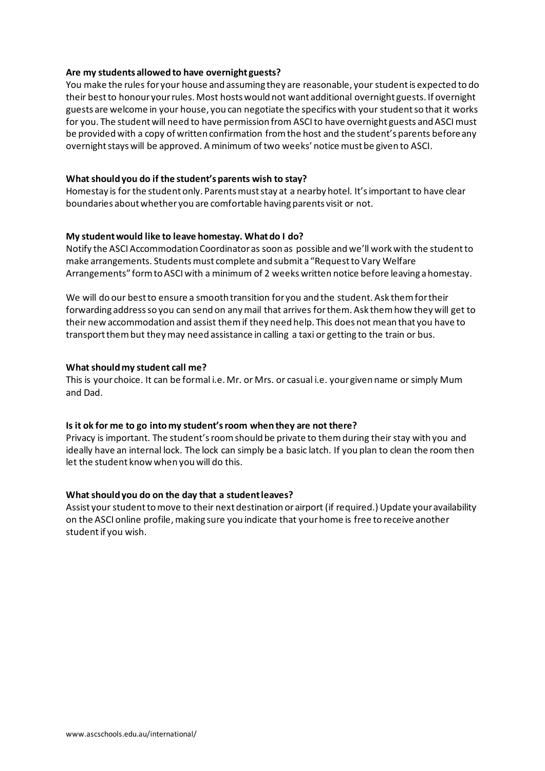**Are my students allowed to have overnight guests?**

You make the rules for your house and assuming they are reasonable, your student is expected to do their best to honour your rules. Most hosts would not want additional overnight guests. If overnight guests are welcome in your house, you can negotiate the specifics with your student so that it works for you. The student will need to have permission from ASCI to have overnight guests and ASCI must be provided with a copy of written confirmation from the host and the student's parents before any overnight stays will be approved. A minimum of two weeks' notice must be given to ASCI.

**What should you do if the student's parents wish to stay?**

Homestay is for the student only. Parents must stay at a nearby hotel. It's important to have clear boundaries about whether you are comfortable having parents visit or not.

**My student would like to leave homestay. What do I do?**

Notify the ASCI Accommodation Coordinator as soon as possible and we'll work with the student to make arrangements. Students must complete and submit a "Request to Vary Welfare Arrangements" form to ASCI with a minimum of 2 weeks written notice before leaving a homestay.

We will do our best to ensure a smooth transition for you and the student. Ask them for their forwarding address so you can send on any mail that arrives for them. Ask them how they will get to their new accommodation and assist them if they need help. This does not mean that you have to transport them but they may need assistance in calling a taxi or getting to the train or bus.

**What should my student call me?**

This is your choice. It can be formal i.e. Mr. or Mrs. or casual i.e. your given name or simply Mum and Dad.

**Is it ok for me to go into my student's room when they are not there?**

Privacy is important. The student's room should be private to them during their stay with you and ideally have an internal lock. The lock can simply be a basic latch. If you plan to clean the room then let the student know when you will do this.

**What should you do on the day that a student leaves?**

Assist your student to move to their next destination or airport (if required.) Update your availability on the ASCI online profile, making sure you indicate that your home is free to receive another student if you wish.